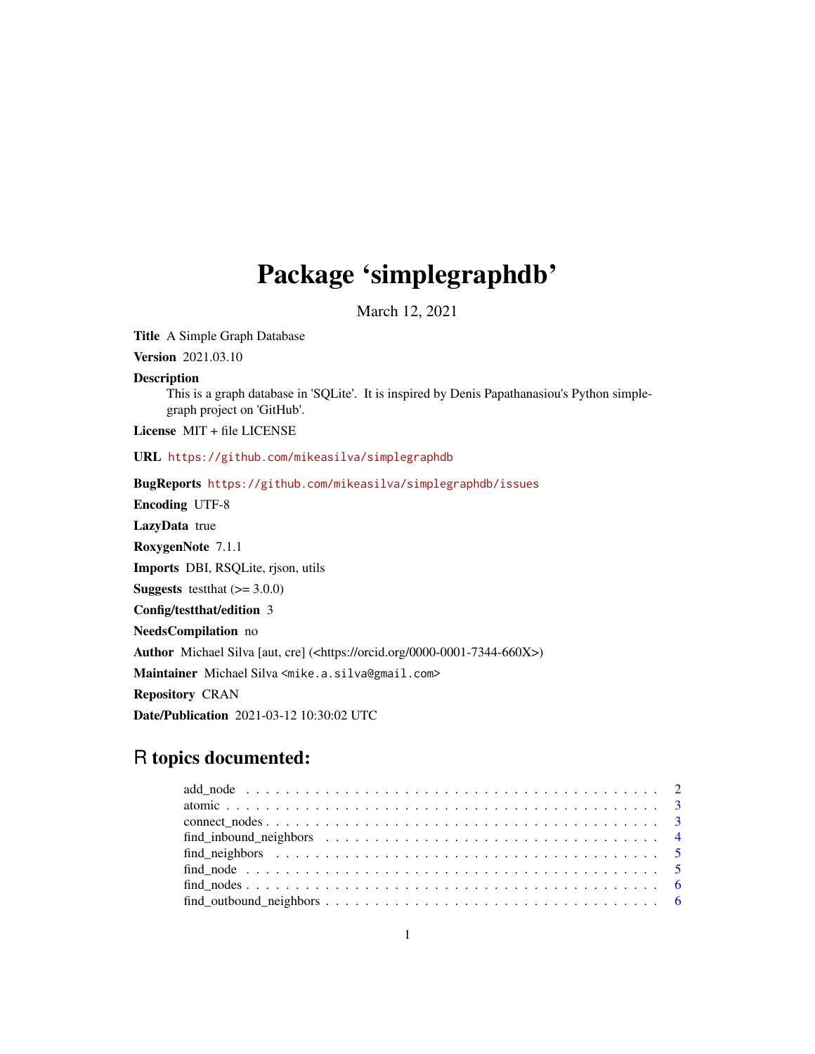# Package 'simplegraphdb'

March 12, 2021

**Title** A Simple Graph Database

**Version** 2021.03.10

**Description**
This is a graph database in 'SQLite'. It is inspired by Denis Papathanasiou's Python simple-graph project on 'GitHub'.

**License** MIT + file LICENSE

**URL** https://github.com/mikeasilva/simplegraphdb

**BugReports** https://github.com/mikeasilva/simplegraphdb/issues

**Encoding** UTF-8

**LazyData** true

**RoxygenNote** 7.1.1

**Imports** DBI, RSQLite, rjson, utils

**Suggests** testthat (>= 3.0.0)

**Config/testthat/edition** 3

**NeedsCompilation** no

**Author** Michael Silva [aut, cre] (<https://orcid.org/0000-0001-7344-660X>)

**Maintainer** Michael Silva <mike.a.silva@gmail.com>

**Repository** CRAN

**Date/Publication** 2021-03-12 10:30:02 UTC

## R topics documented:

- add_node . . . . . . . . . . . . . . . . . . . . . . . . . . . . . . . . . . . . . . . 2
- atomic . . . . . . . . . . . . . . . . . . . . . . . . . . . . . . . . . . . . . . . 3
- connect_nodes . . . . . . . . . . . . . . . . . . . . . . . . . . . . . . . . . . . . 3
- find_inbound_neighbors . . . . . . . . . . . . . . . . . . . . . . . . . . . . . . . 4
- find_neighbors . . . . . . . . . . . . . . . . . . . . . . . . . . . . . . . . . . . . 5
- find_node . . . . . . . . . . . . . . . . . . . . . . . . . . . . . . . . . . . . . . 5
- find_nodes . . . . . . . . . . . . . . . . . . . . . . . . . . . . . . . . . . . . . . 6
- find_outbound_neighbors . . . . . . . . . . . . . . . . . . . . . . . . . . . . . . 6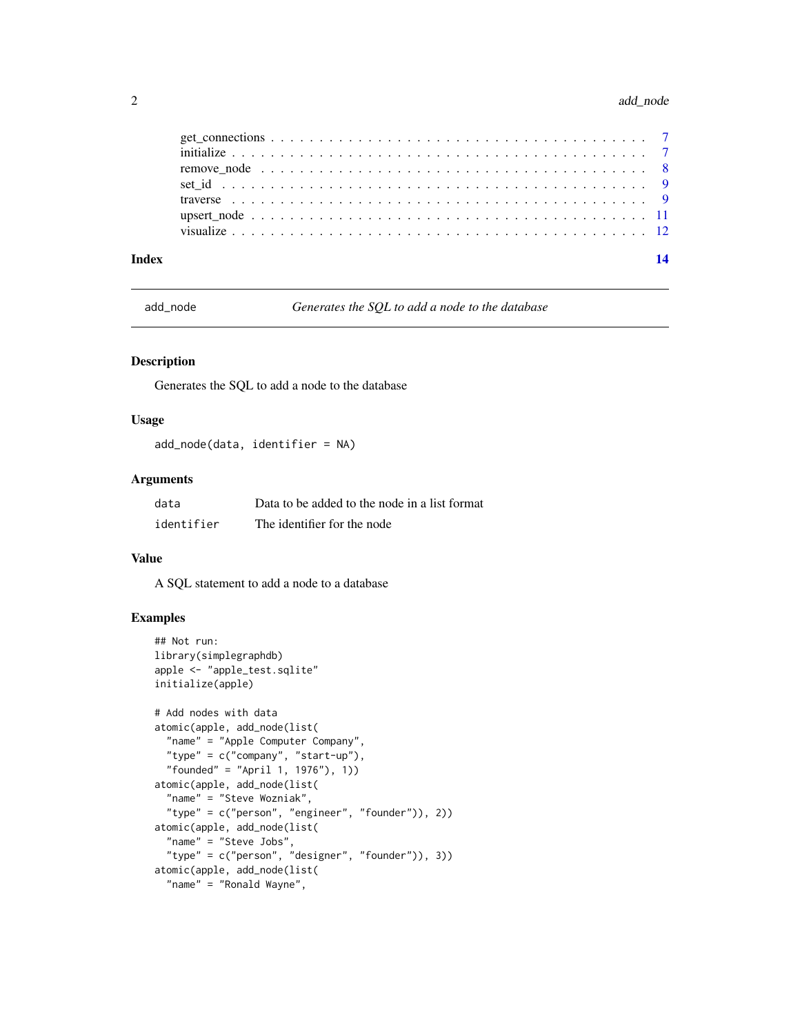get_connections . . . . . . . . . . . . . . . . . . . . . . . . . . . . . . . . . . . . 7
initialize . . . . . . . . . . . . . . . . . . . . . . . . . . . . . . . . . . . . . . . 7
remove_node . . . . . . . . . . . . . . . . . . . . . . . . . . . . . . . . . . . . . . 8
set_id . . . . . . . . . . . . . . . . . . . . . . . . . . . . . . . . . . . . . . . . . 9
traverse . . . . . . . . . . . . . . . . . . . . . . . . . . . . . . . . . . . . . . . . 9
upsert_node . . . . . . . . . . . . . . . . . . . . . . . . . . . . . . . . . . . . . . 11
visualize . . . . . . . . . . . . . . . . . . . . . . . . . . . . . . . . . . . . . . . 12

**Index** **14**

---

## add_node *Generates the SQL to add a node to the database*

### Description

Generates the SQL to add a node to the database

### Usage

```
add_node(data, identifier = NA)
```

### Arguments

| | |
|---|---|
| `data` | Data to be added to the node in a list format |
| `identifier` | The identifier for the node |

### Value

A SQL statement to add a node to a database

### Examples

```
## Not run:
library(simplegraphdb)
apple <- "apple_test.sqlite"
initialize(apple)

# Add nodes with data
atomic(apple, add_node(list(
  "name" = "Apple Computer Company",
  "type" = c("company", "start-up"),
  "founded" = "April 1, 1976"), 1))
atomic(apple, add_node(list(
  "name" = "Steve Wozniak",
  "type" = c("person", "engineer", "founder")), 2))
atomic(apple, add_node(list(
  "name" = "Steve Jobs",
  "type" = c("person", "designer", "founder")), 3))
atomic(apple, add_node(list(
  "name" = "Ronald Wayne",
```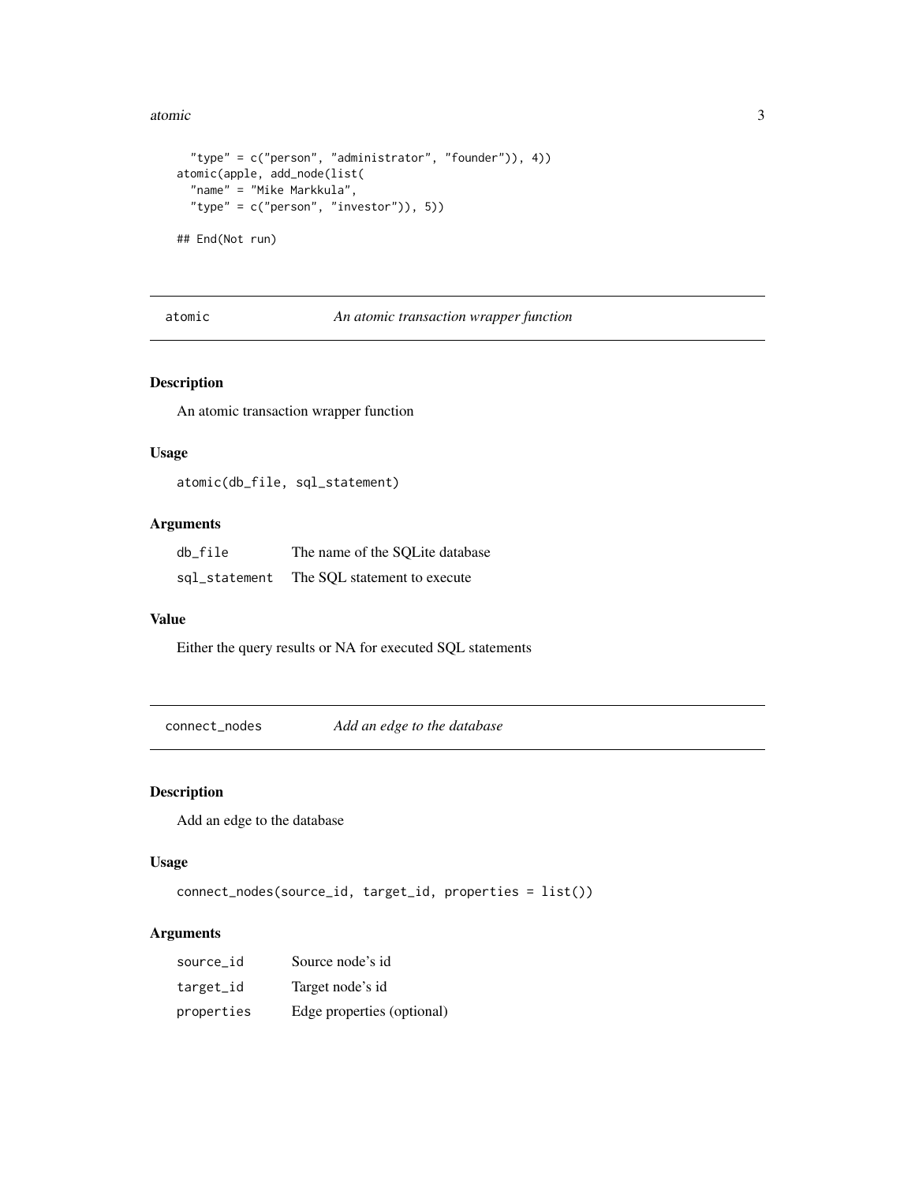```
  "type" = c("person", "administrator", "founder")), 4))
atomic(apple, add_node(list(
  "name" = "Mike Markkula",
  "type" = c("person", "investor")), 5))

## End(Not run)
```

## atomic — *An atomic transaction wrapper function*

### Description

An atomic transaction wrapper function

### Usage

```
atomic(db_file, sql_statement)
```

### Arguments

| | |
|---|---|
| db_file | The name of the SQLite database |
| sql_statement | The SQL statement to execute |

### Value

Either the query results or NA for executed SQL statements

## connect_nodes — *Add an edge to the database*

### Description

Add an edge to the database

### Usage

```
connect_nodes(source_id, target_id, properties = list())
```

### Arguments

| | |
|---|---|
| source_id | Source node's id |
| target_id | Target node's id |
| properties | Edge properties (optional) |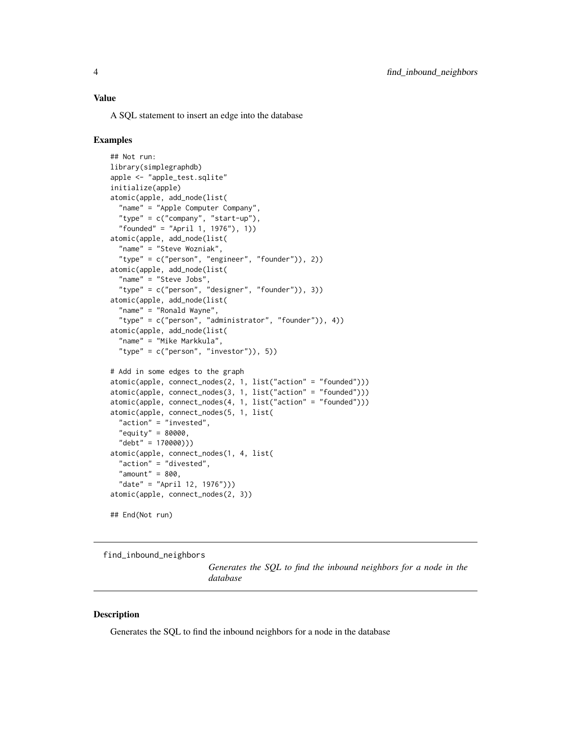### Value

A SQL statement to insert an edge into the database

### Examples

```
## Not run:
library(simplegraphdb)
apple <- "apple_test.sqlite"
initialize(apple)
atomic(apple, add_node(list(
  "name" = "Apple Computer Company",
  "type" = c("company", "start-up"),
  "founded" = "April 1, 1976"), 1))
atomic(apple, add_node(list(
  "name" = "Steve Wozniak",
  "type" = c("person", "engineer", "founder")), 2))
atomic(apple, add_node(list(
  "name" = "Steve Jobs",
  "type" = c("person", "designer", "founder")), 3))
atomic(apple, add_node(list(
  "name" = "Ronald Wayne",
  "type" = c("person", "administrator", "founder")), 4))
atomic(apple, add_node(list(
  "name" = "Mike Markkula",
  "type" = c("person", "investor")), 5))

# Add in some edges to the graph
atomic(apple, connect_nodes(2, 1, list("action" = "founded")))
atomic(apple, connect_nodes(3, 1, list("action" = "founded")))
atomic(apple, connect_nodes(4, 1, list("action" = "founded")))
atomic(apple, connect_nodes(5, 1, list(
  "action" = "invested",
  "equity" = 80000,
  "debt" = 170000)))
atomic(apple, connect_nodes(1, 4, list(
  "action" = "divested",
  "amount" = 800,
  "date" = "April 12, 1976")))
atomic(apple, connect_nodes(2, 3))

## End(Not run)
```

---

## find_inbound_neighbors

*Generates the SQL to find the inbound neighbors for a node in the database*

---

### Description

Generates the SQL to find the inbound neighbors for a node in the database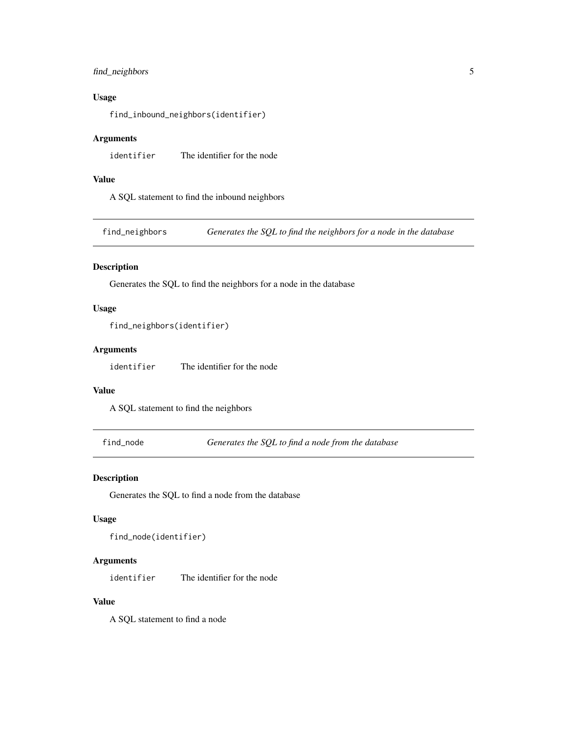## Usage

```
find_inbound_neighbors(identifier)
```

## Arguments

`identifier` The identifier for the node

## Value

A SQL statement to find the inbound neighbors

---

# find_neighbors *Generates the SQL to find the neighbors for a node in the database*

## Description

Generates the SQL to find the neighbors for a node in the database

## Usage

```
find_neighbors(identifier)
```

## Arguments

`identifier` The identifier for the node

## Value

A SQL statement to find the neighbors

---

# find_node *Generates the SQL to find a node from the database*

## Description

Generates the SQL to find a node from the database

## Usage

```
find_node(identifier)
```

## Arguments

`identifier` The identifier for the node

## Value

A SQL statement to find a node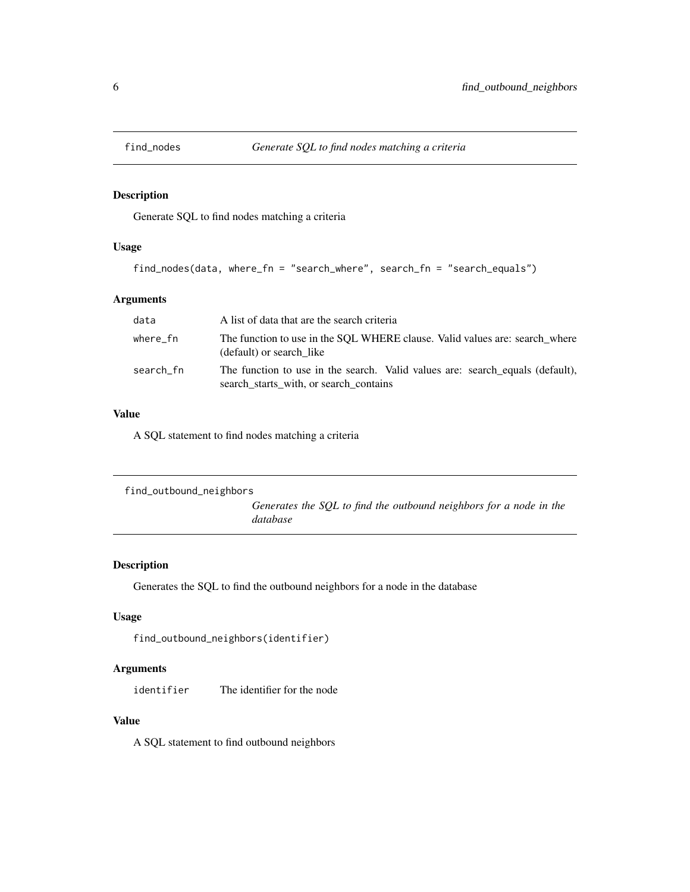## find_nodes — *Generate SQL to find nodes matching a criteria*

### Description

Generate SQL to find nodes matching a criteria

### Usage

```
find_nodes(data, where_fn = "search_where", search_fn = "search_equals")
```

### Arguments

| | |
|---|---|
| `data` | A list of data that are the search criteria |
| `where_fn` | The function to use in the SQL WHERE clause. Valid values are: search_where (default) or search_like |
| `search_fn` | The function to use in the search. Valid values are: search_equals (default), search_starts_with, or search_contains |

### Value

A SQL statement to find nodes matching a criteria

## find_outbound_neighbors — *Generates the SQL to find the outbound neighbors for a node in the database*

### Description

Generates the SQL to find the outbound neighbors for a node in the database

### Usage

```
find_outbound_neighbors(identifier)
```

### Arguments

| | |
|---|---|
| `identifier` | The identifier for the node |

### Value

A SQL statement to find outbound neighbors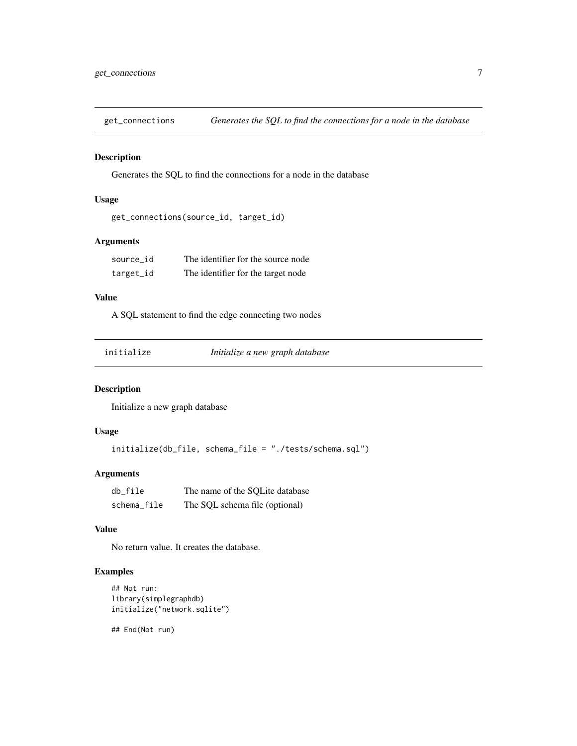## get_connections — *Generates the SQL to find the connections for a node in the database*

### Description

Generates the SQL to find the connections for a node in the database

### Usage

```
get_connections(source_id, target_id)
```

### Arguments

| | |
|---|---|
| source_id | The identifier for the source node |
| target_id | The identifier for the target node |

### Value

A SQL statement to find the edge connecting two nodes

## initialize — *Initialize a new graph database*

### Description

Initialize a new graph database

### Usage

```
initialize(db_file, schema_file = "./tests/schema.sql")
```

### Arguments

| | |
|---|---|
| db_file | The name of the SQLite database |
| schema_file | The SQL schema file (optional) |

### Value

No return value. It creates the database.

### Examples

```
## Not run:
library(simplegraphdb)
initialize("network.sqlite")

## End(Not run)
```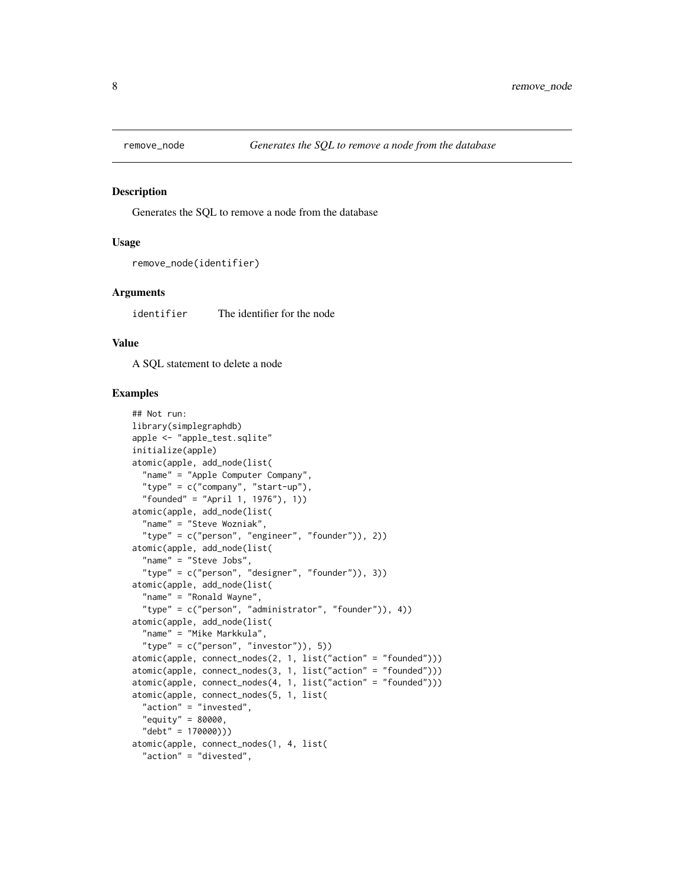## remove_node — *Generates the SQL to remove a node from the database*

### Description

Generates the SQL to remove a node from the database

### Usage

```
remove_node(identifier)
```

### Arguments

| | |
|---|---|
| identifier | The identifier for the node |

### Value

A SQL statement to delete a node

### Examples

```
## Not run:
library(simplegraphdb)
apple <- "apple_test.sqlite"
initialize(apple)
atomic(apple, add_node(list(
  "name" = "Apple Computer Company",
  "type" = c("company", "start-up"),
  "founded" = "April 1, 1976"), 1))
atomic(apple, add_node(list(
  "name" = "Steve Wozniak",
  "type" = c("person", "engineer", "founder")), 2))
atomic(apple, add_node(list(
  "name" = "Steve Jobs",
  "type" = c("person", "designer", "founder")), 3))
atomic(apple, add_node(list(
  "name" = "Ronald Wayne",
  "type" = c("person", "administrator", "founder")), 4))
atomic(apple, add_node(list(
  "name" = "Mike Markkula",
  "type" = c("person", "investor")), 5))
atomic(apple, connect_nodes(2, 1, list("action" = "founded")))
atomic(apple, connect_nodes(3, 1, list("action" = "founded")))
atomic(apple, connect_nodes(4, 1, list("action" = "founded")))
atomic(apple, connect_nodes(5, 1, list(
  "action" = "invested",
  "equity" = 80000,
  "debt" = 170000)))
atomic(apple, connect_nodes(1, 4, list(
  "action" = "divested",
```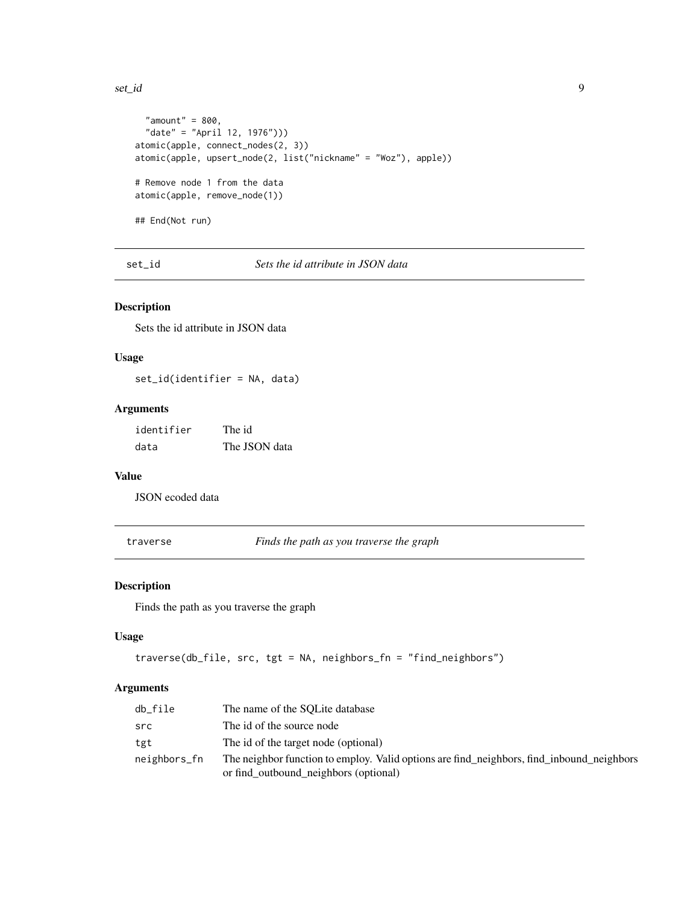```
  "amount" = 800,
  "date" = "April 12, 1976")))
atomic(apple, connect_nodes(2, 3))
atomic(apple, upsert_node(2, list("nickname" = "Woz"), apple))

# Remove node 1 from the data
atomic(apple, remove_node(1))

## End(Not run)
```

## set_id — *Sets the id attribute in JSON data*

### Description

Sets the id attribute in JSON data

### Usage

```
set_id(identifier = NA, data)
```

### Arguments

| | |
|---|---|
| identifier | The id |
| data | The JSON data |

### Value

JSON ecoded data

## traverse — *Finds the path as you traverse the graph*

### Description

Finds the path as you traverse the graph

### Usage

```
traverse(db_file, src, tgt = NA, neighbors_fn = "find_neighbors")
```

### Arguments

| | |
|---|---|
| db_file | The name of the SQLite database |
| src | The id of the source node |
| tgt | The id of the target node (optional) |
| neighbors_fn | The neighbor function to employ. Valid options are find_neighbors, find_inbound_neighbors or find_outbound_neighbors (optional) |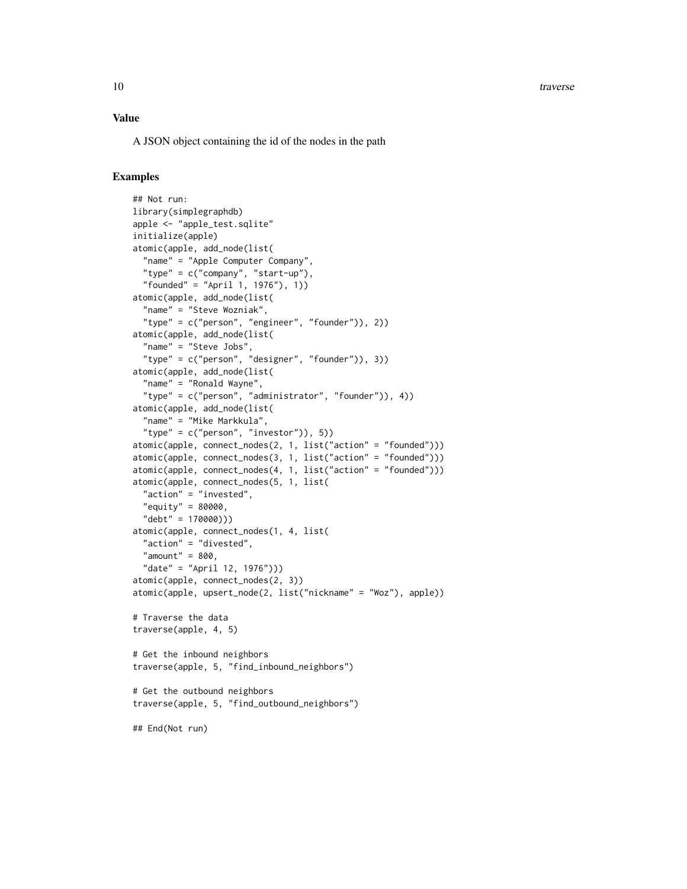### Value

A JSON object containing the id of the nodes in the path

### Examples

```
## Not run:
library(simplegraphdb)
apple <- "apple_test.sqlite"
initialize(apple)
atomic(apple, add_node(list(
  "name" = "Apple Computer Company",
  "type" = c("company", "start-up"),
  "founded" = "April 1, 1976"), 1))
atomic(apple, add_node(list(
  "name" = "Steve Wozniak",
  "type" = c("person", "engineer", "founder")), 2))
atomic(apple, add_node(list(
  "name" = "Steve Jobs",
  "type" = c("person", "designer", "founder")), 3))
atomic(apple, add_node(list(
  "name" = "Ronald Wayne",
  "type" = c("person", "administrator", "founder")), 4))
atomic(apple, add_node(list(
  "name" = "Mike Markkula",
  "type" = c("person", "investor")), 5))
atomic(apple, connect_nodes(2, 1, list("action" = "founded")))
atomic(apple, connect_nodes(3, 1, list("action" = "founded")))
atomic(apple, connect_nodes(4, 1, list("action" = "founded")))
atomic(apple, connect_nodes(5, 1, list(
  "action" = "invested",
  "equity" = 80000,
  "debt" = 170000)))
atomic(apple, connect_nodes(1, 4, list(
  "action" = "divested",
  "amount" = 800,
  "date" = "April 12, 1976")))
atomic(apple, connect_nodes(2, 3))
atomic(apple, upsert_node(2, list("nickname" = "Woz"), apple))

# Traverse the data
traverse(apple, 4, 5)

# Get the inbound neighbors
traverse(apple, 5, "find_inbound_neighbors")

# Get the outbound neighbors
traverse(apple, 5, "find_outbound_neighbors")

## End(Not run)
```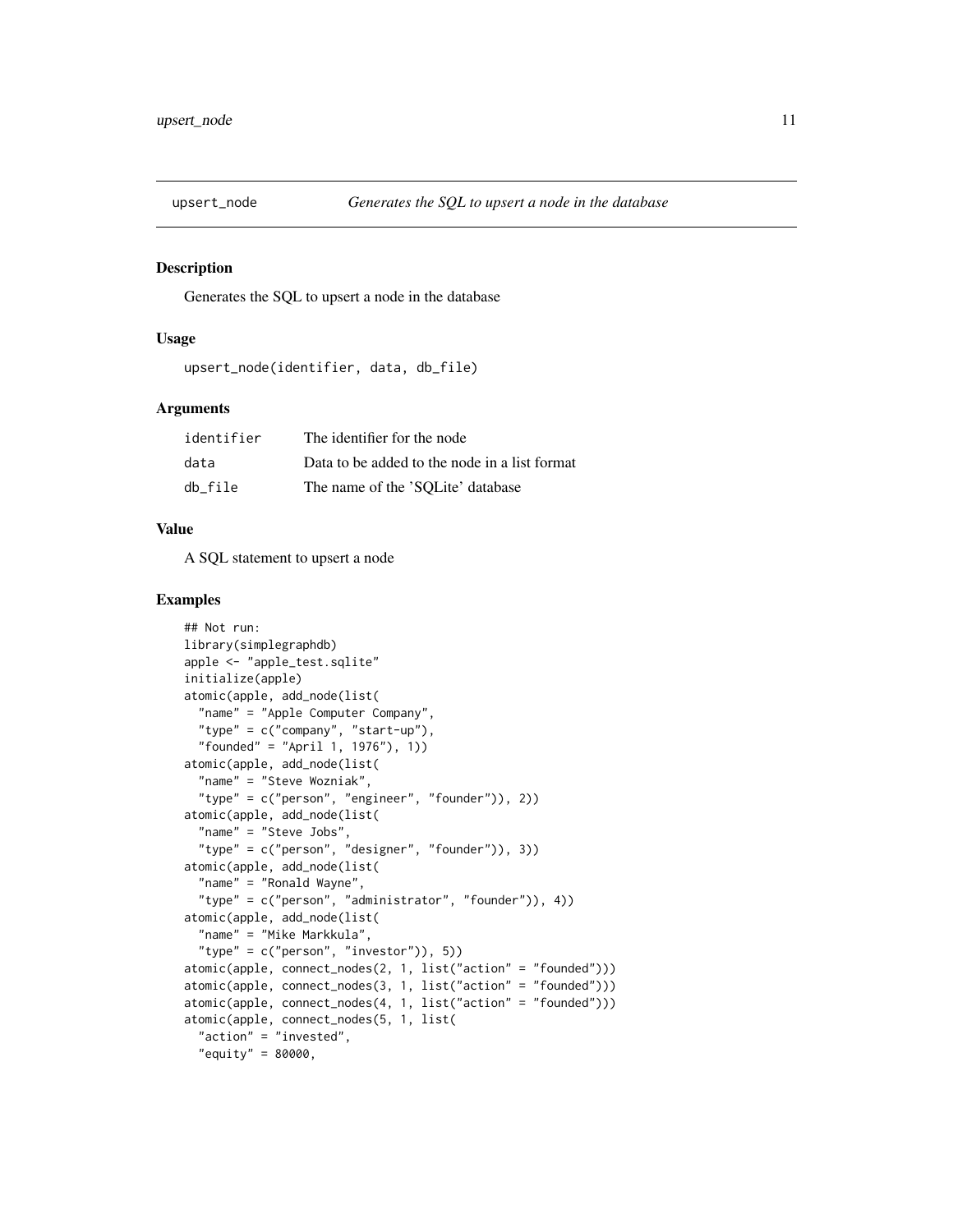## upsert_node — *Generates the SQL to upsert a node in the database*

### Description

Generates the SQL to upsert a node in the database

### Usage

```
upsert_node(identifier, data, db_file)
```

### Arguments

| | |
|---|---|
| identifier | The identifier for the node |
| data | Data to be added to the node in a list format |
| db_file | The name of the 'SQLite' database |

### Value

A SQL statement to upsert a node

### Examples

```
## Not run:
library(simplegraphdb)
apple <- "apple_test.sqlite"
initialize(apple)
atomic(apple, add_node(list(
  "name" = "Apple Computer Company",
  "type" = c("company", "start-up"),
  "founded" = "April 1, 1976"), 1))
atomic(apple, add_node(list(
  "name" = "Steve Wozniak",
  "type" = c("person", "engineer", "founder")), 2))
atomic(apple, add_node(list(
  "name" = "Steve Jobs",
  "type" = c("person", "designer", "founder")), 3))
atomic(apple, add_node(list(
  "name" = "Ronald Wayne",
  "type" = c("person", "administrator", "founder")), 4))
atomic(apple, add_node(list(
  "name" = "Mike Markkula",
  "type" = c("person", "investor")), 5))
atomic(apple, connect_nodes(2, 1, list("action" = "founded")))
atomic(apple, connect_nodes(3, 1, list("action" = "founded")))
atomic(apple, connect_nodes(4, 1, list("action" = "founded")))
atomic(apple, connect_nodes(5, 1, list(
  "action" = "invested",
  "equity" = 80000,
```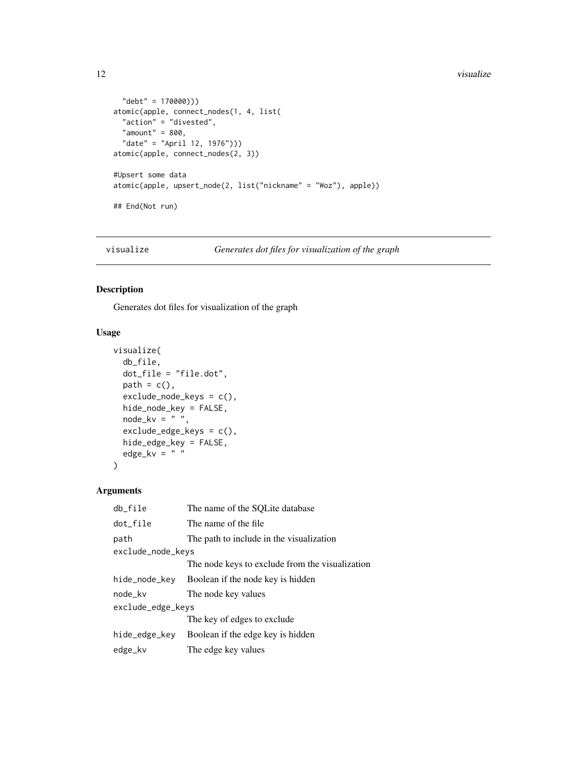```
  "debt" = 170000)))
atomic(apple, connect_nodes(1, 4, list(
  "action" = "divested",
  "amount" = 800,
  "date" = "April 12, 1976")))
atomic(apple, connect_nodes(2, 3))

#Upsert some data
atomic(apple, upsert_node(2, list("nickname" = "Woz"), apple))

## End(Not run)
```

---

## visualize — *Generates dot files for visualization of the graph*

### Description

Generates dot files for visualization of the graph

### Usage

```
visualize(
  db_file,
  dot_file = "file.dot",
  path = c(),
  exclude_node_keys = c(),
  hide_node_key = FALSE,
  node_kv = " ",
  exclude_edge_keys = c(),
  hide_edge_key = FALSE,
  edge_kv = " "
)
```

### Arguments

| | |
|---|---|
| `db_file` | The name of the SQLite database |
| `dot_file` | The name of the file |
| `path` | The path to include in the visualization |
| `exclude_node_keys` | The node keys to exclude from the visualization |
| `hide_node_key` | Boolean if the node key is hidden |
| `node_kv` | The node key values |
| `exclude_edge_keys` | The key of edges to exclude |
| `hide_edge_key` | Boolean if the edge key is hidden |
| `edge_kv` | The edge key values |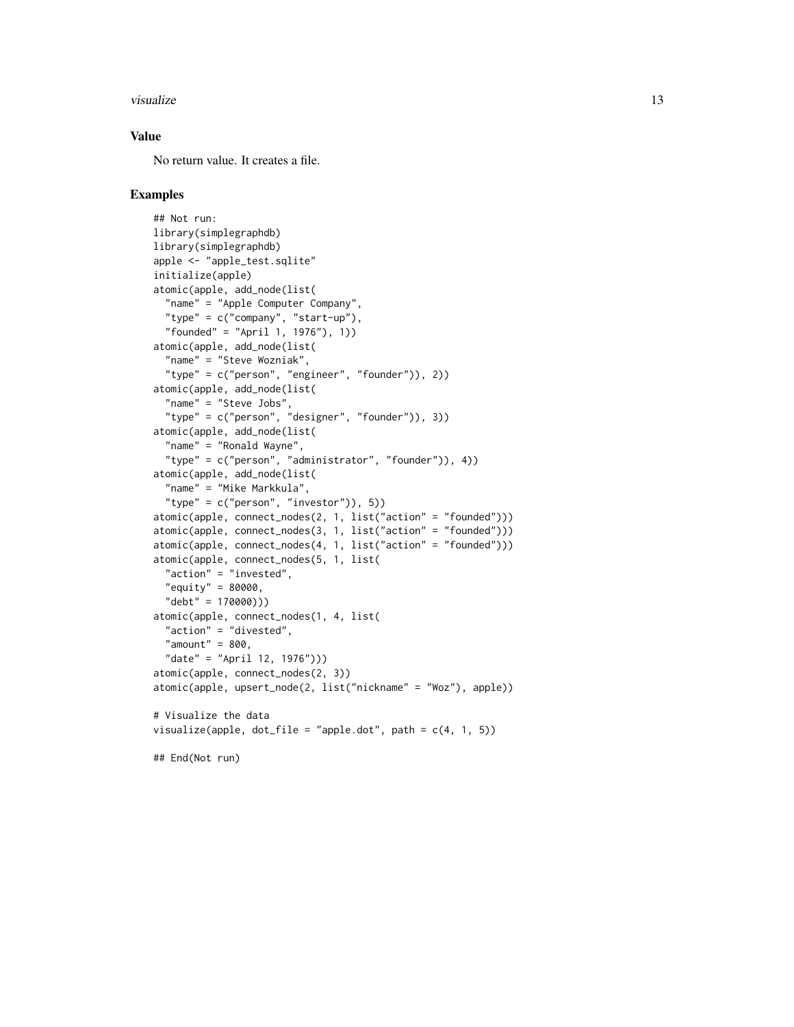### Value

No return value. It creates a file.

### Examples

```
## Not run:
library(simplegraphdb)
library(simplegraphdb)
apple <- "apple_test.sqlite"
initialize(apple)
atomic(apple, add_node(list(
  "name" = "Apple Computer Company",
  "type" = c("company", "start-up"),
  "founded" = "April 1, 1976"), 1))
atomic(apple, add_node(list(
  "name" = "Steve Wozniak",
  "type" = c("person", "engineer", "founder")), 2))
atomic(apple, add_node(list(
  "name" = "Steve Jobs",
  "type" = c("person", "designer", "founder")), 3))
atomic(apple, add_node(list(
  "name" = "Ronald Wayne",
  "type" = c("person", "administrator", "founder")), 4))
atomic(apple, add_node(list(
  "name" = "Mike Markkula",
  "type" = c("person", "investor")), 5))
atomic(apple, connect_nodes(2, 1, list("action" = "founded")))
atomic(apple, connect_nodes(3, 1, list("action" = "founded")))
atomic(apple, connect_nodes(4, 1, list("action" = "founded")))
atomic(apple, connect_nodes(5, 1, list(
  "action" = "invested",
  "equity" = 80000,
  "debt" = 170000)))
atomic(apple, connect_nodes(1, 4, list(
  "action" = "divested",
  "amount" = 800,
  "date" = "April 12, 1976")))
atomic(apple, connect_nodes(2, 3))
atomic(apple, upsert_node(2, list("nickname" = "Woz"), apple))

# Visualize the data
visualize(apple, dot_file = "apple.dot", path = c(4, 1, 5))

## End(Not run)
```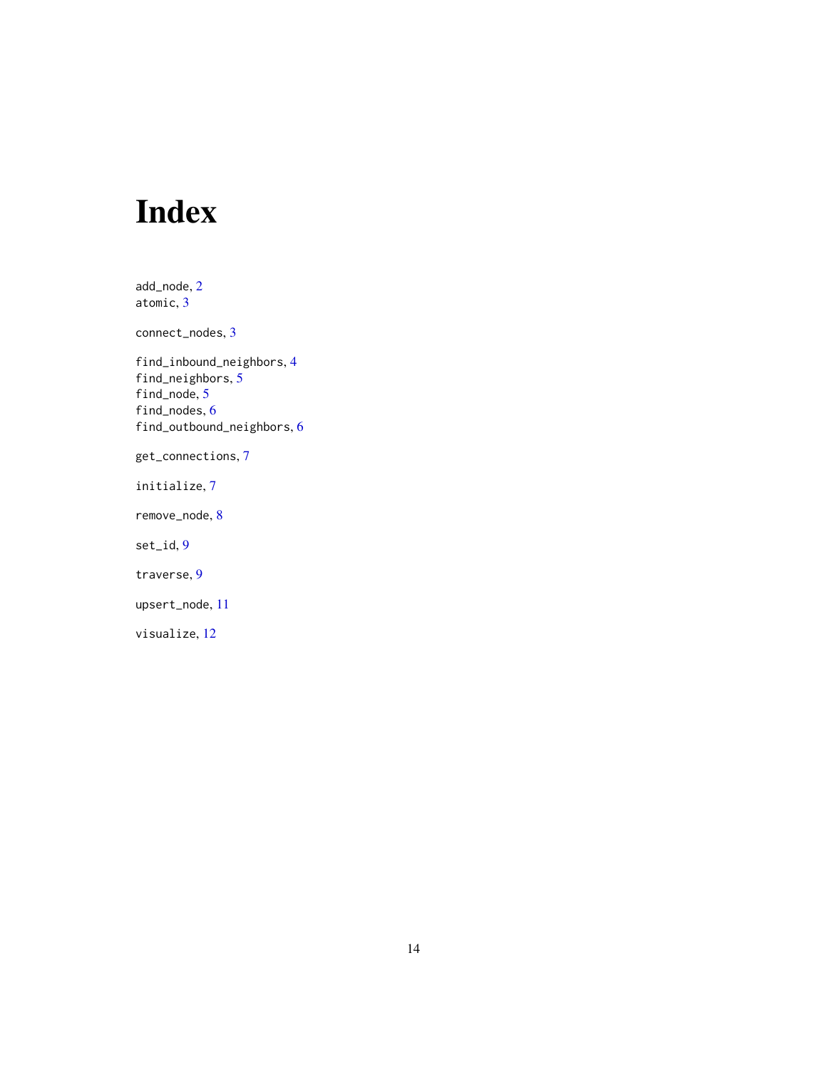# Index

add_node, 2
atomic, 3

connect_nodes, 3

find_inbound_neighbors, 4
find_neighbors, 5
find_node, 5
find_nodes, 6
find_outbound_neighbors, 6

get_connections, 7

initialize, 7

remove_node, 8

set_id, 9

traverse, 9

upsert_node, 11

visualize, 12